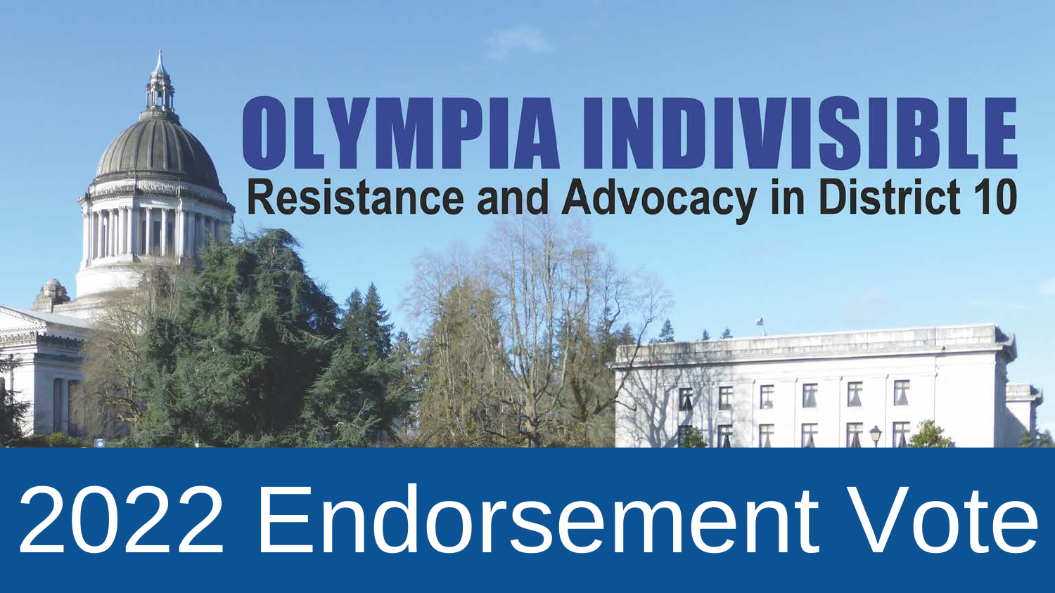# OLYMPIA INDIVISIBLE

## Resistance and Advocacy in District 10

# 2022 Endorsement Vote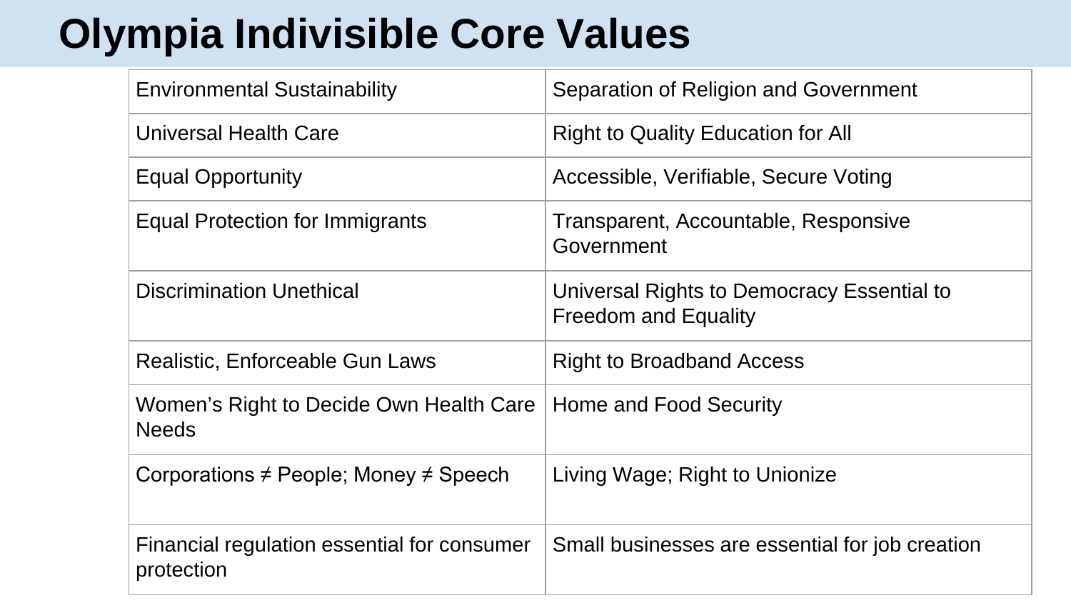# Olympia Indivisible Core Values

| | |
|---|---|
| Environmental Sustainability | Separation of Religion and Government |
| Universal Health Care | Right to Quality Education for All |
| Equal Opportunity | Accessible, Verifiable, Secure Voting |
| Equal Protection for Immigrants | Transparent, Accountable, Responsive Government |
| Discrimination Unethical | Universal Rights to Democracy Essential to Freedom and Equality |
| Realistic, Enforceable Gun Laws | Right to Broadband Access |
| Women's Right to Decide Own Health Care Needs | Home and Food Security |
| Corporations ≠ People; Money ≠ Speech | Living Wage; Right to Unionize |
| Financial regulation essential for consumer protection | Small businesses are essential for job creation |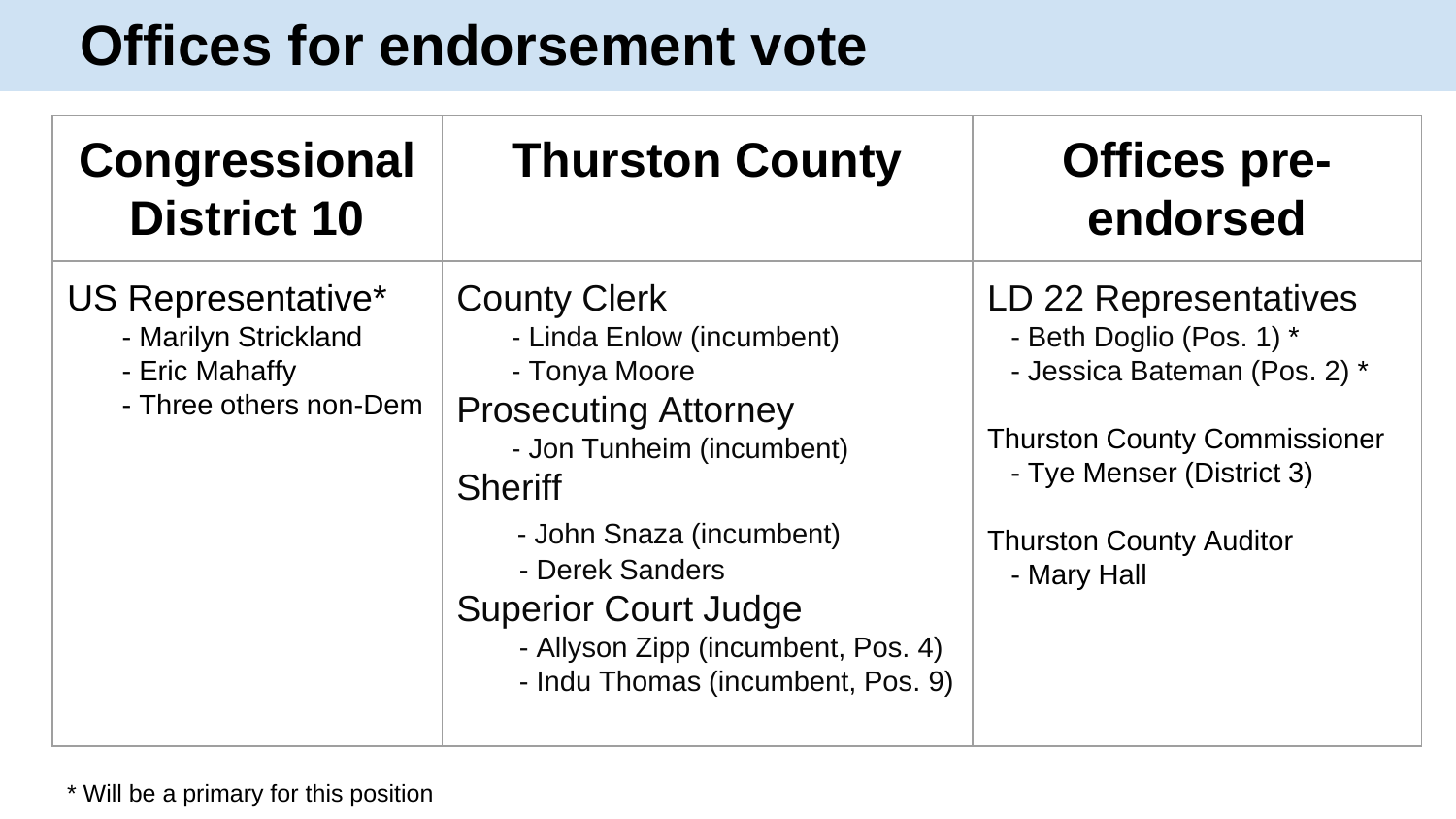# Offices for endorsement vote

| Congressional District 10 | Thurston County | Offices pre-endorsed |
|---|---|---|
| US Representative*<br>- Marilyn Strickland<br>- Eric Mahaffy<br>- Three others non-Dem | County Clerk<br>- Linda Enlow (incumbent)<br>- Tonya Moore<br>Prosecuting Attorney<br>- Jon Tunheim (incumbent)<br>Sheriff<br>- John Snaza (incumbent)<br>- Derek Sanders<br>Superior Court Judge<br>- Allyson Zipp (incumbent, Pos. 4)<br>- Indu Thomas (incumbent, Pos. 9) | LD 22 Representatives<br>- Beth Doglio (Pos. 1) *<br>- Jessica Bateman (Pos. 2) *<br><br>Thurston County Commissioner<br>- Tye Menser (District 3)<br><br>Thurston County Auditor<br>- Mary Hall |

* Will be a primary for this position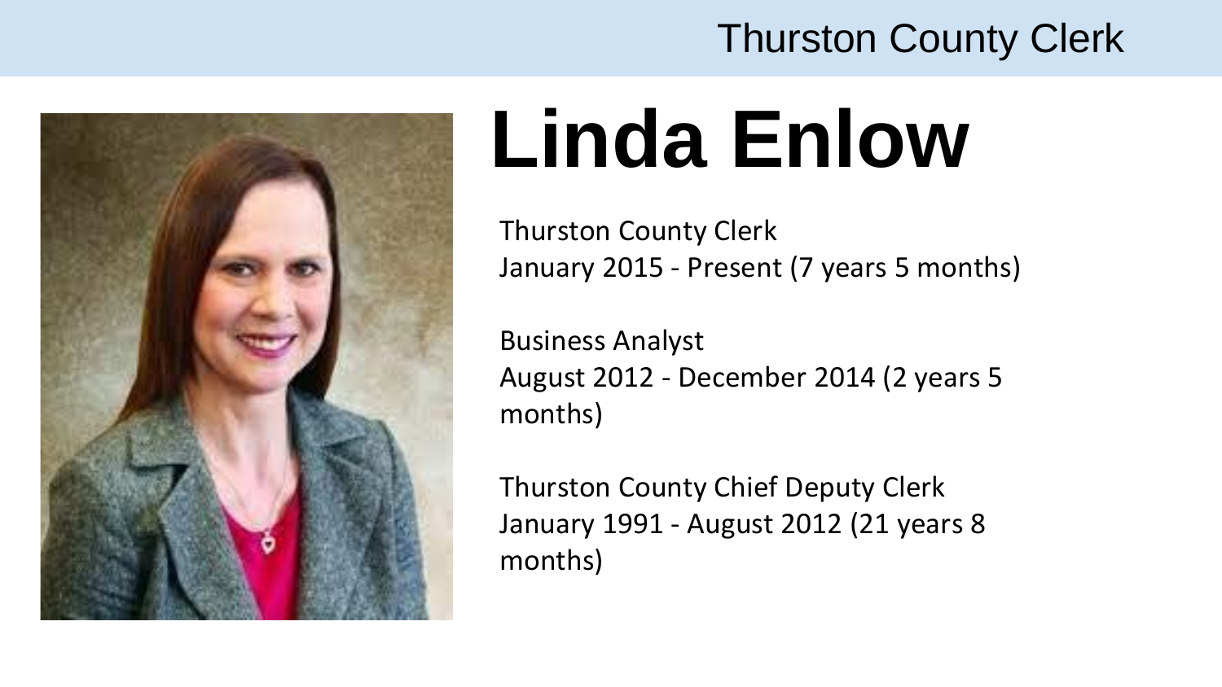Thurston County Clerk

# Linda Enlow

Thurston County Clerk
January 2015 - Present (7 years 5 months)

Business Analyst
August 2012 - December 2014 (2 years 5 months)

Thurston County Chief Deputy Clerk
January 1991 - August 2012 (21 years 8 months)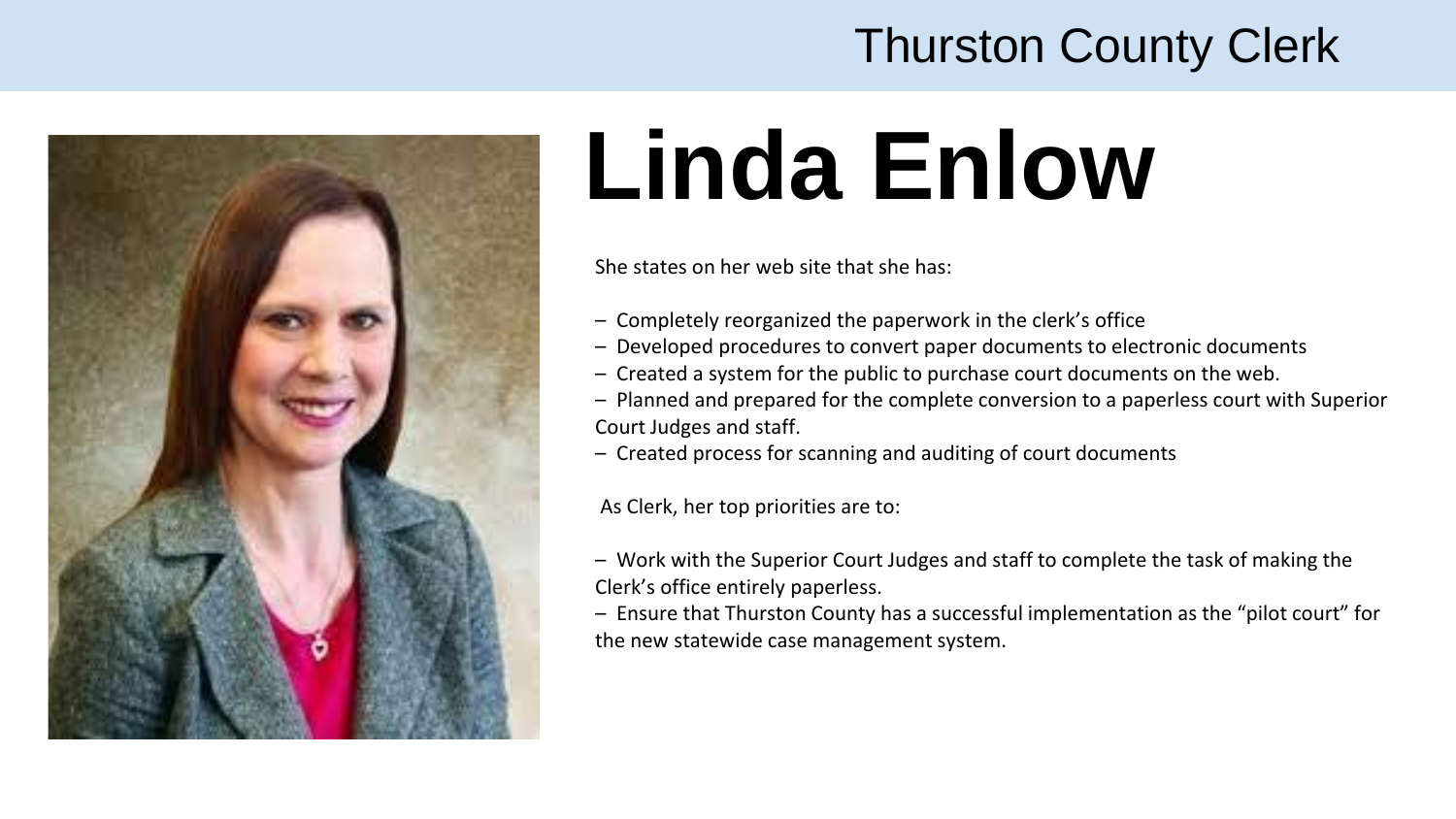Thurston County Clerk

# Linda Enlow

She states on her web site that she has:

- Completely reorganized the paperwork in the clerk's office
- Developed procedures to convert paper documents to electronic documents
- Created a system for the public to purchase court documents on the web.
- Planned and prepared for the complete conversion to a paperless court with Superior Court Judges and staff.
- Created process for scanning and auditing of court documents

As Clerk, her top priorities are to:

- Work with the Superior Court Judges and staff to complete the task of making the Clerk's office entirely paperless.
- Ensure that Thurston County has a successful implementation as the "pilot court" for the new statewide case management system.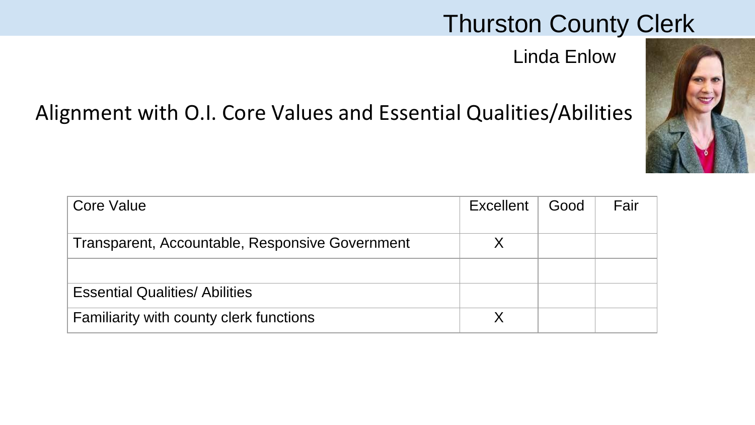# Thurston County Clerk

Linda Enlow

## Alignment with O.I. Core Values and Essential Qualities/Abilities

| Core Value | Excellent | Good | Fair |
|---|---|---|---|
| Transparent, Accountable, Responsive Government | X | | |
| | | | |
| Essential Qualities/ Abilities | | | |
| Familiarity with county clerk functions | X | | |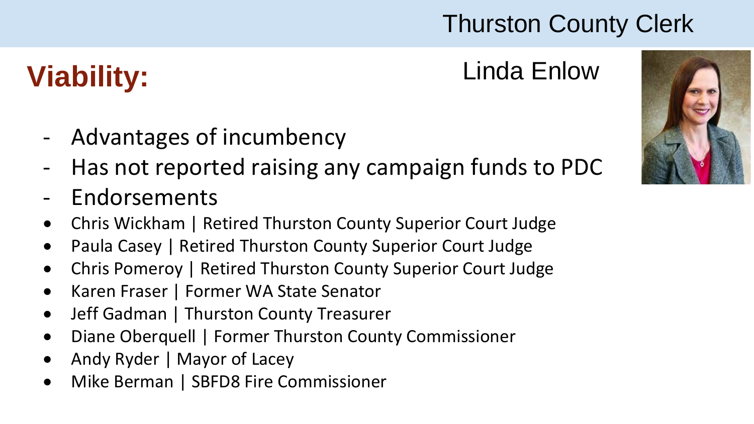# Thurston County Clerk

## Viability:

### Linda Enlow

- Advantages of incumbency
- Has not reported raising any campaign funds to PDC
- Endorsements

- Chris Wickham | Retired Thurston County Superior Court Judge
- Paula Casey | Retired Thurston County Superior Court Judge
- Chris Pomeroy | Retired Thurston County Superior Court Judge
- Karen Fraser | Former WA State Senator
- Jeff Gadman | Thurston County Treasurer
- Diane Oberquell | Former Thurston County Commissioner
- Andy Ryder | Mayor of Lacey
- Mike Berman | SBFD8 Fire Commissioner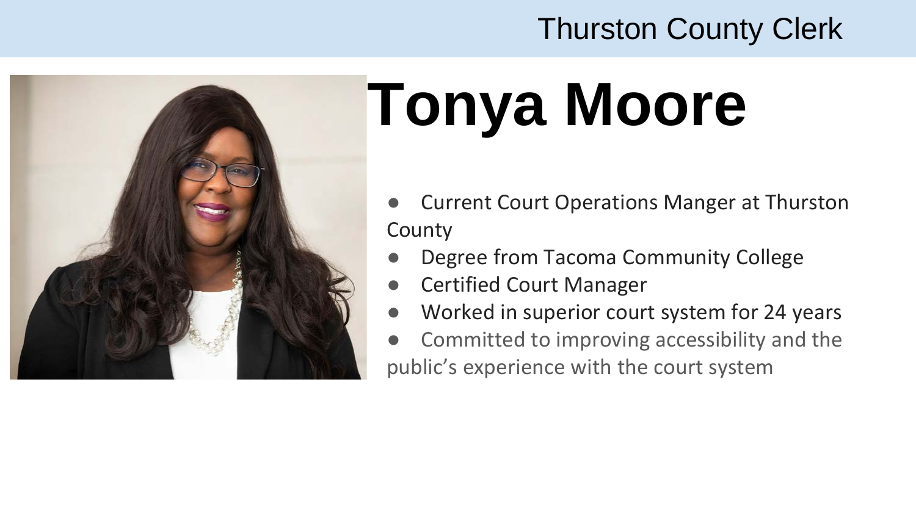Thurston County Clerk

# Tonya Moore

- Current Court Operations Manger at Thurston County
- Degree from Tacoma Community College
- Certified Court Manager
- Worked in superior court system for 24 years
- Committed to improving accessibility and the public's experience with the court system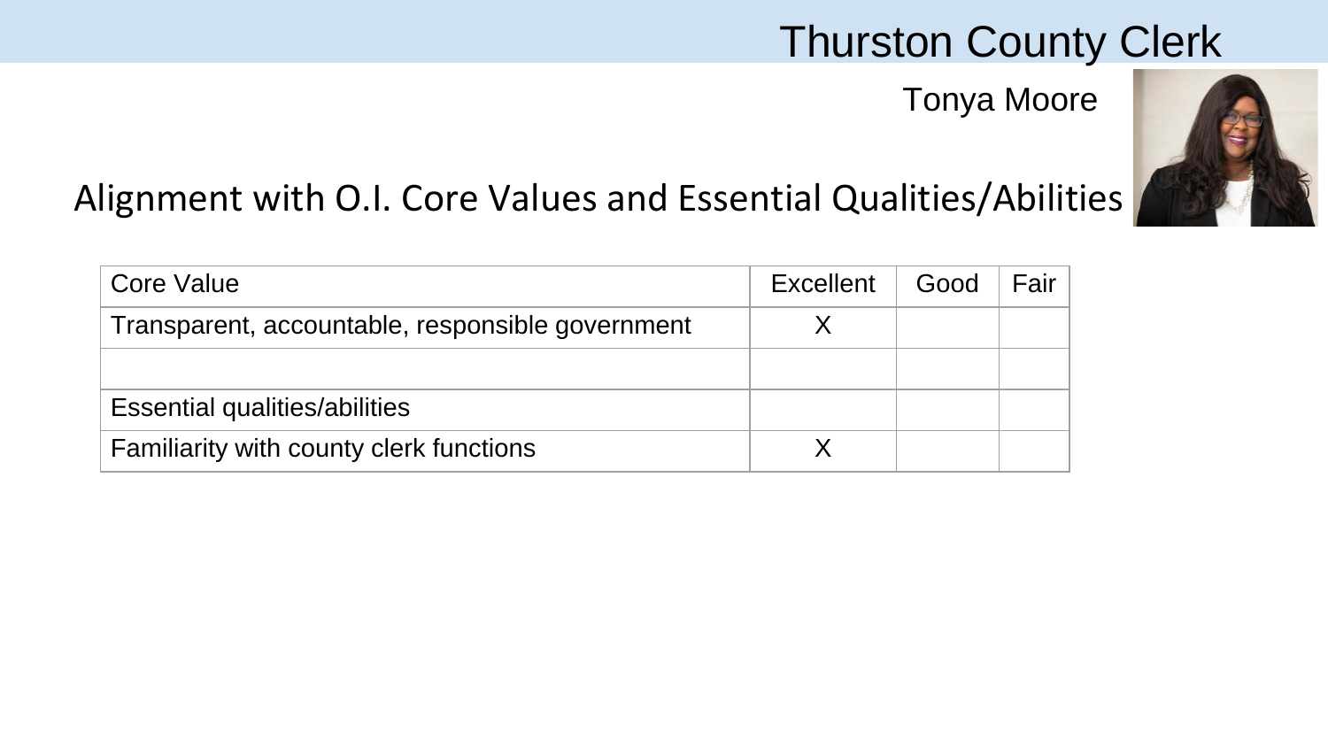# Thurston County Clerk

## Tonya Moore

### Alignment with O.I. Core Values and Essential Qualities/Abilities

| Core Value | Excellent | Good | Fair |
|---|---|---|---|
| Transparent, accountable, responsible government | X | | |
| | | | |
| Essential qualities/abilities | | | |
| Familiarity with county clerk functions | X | | |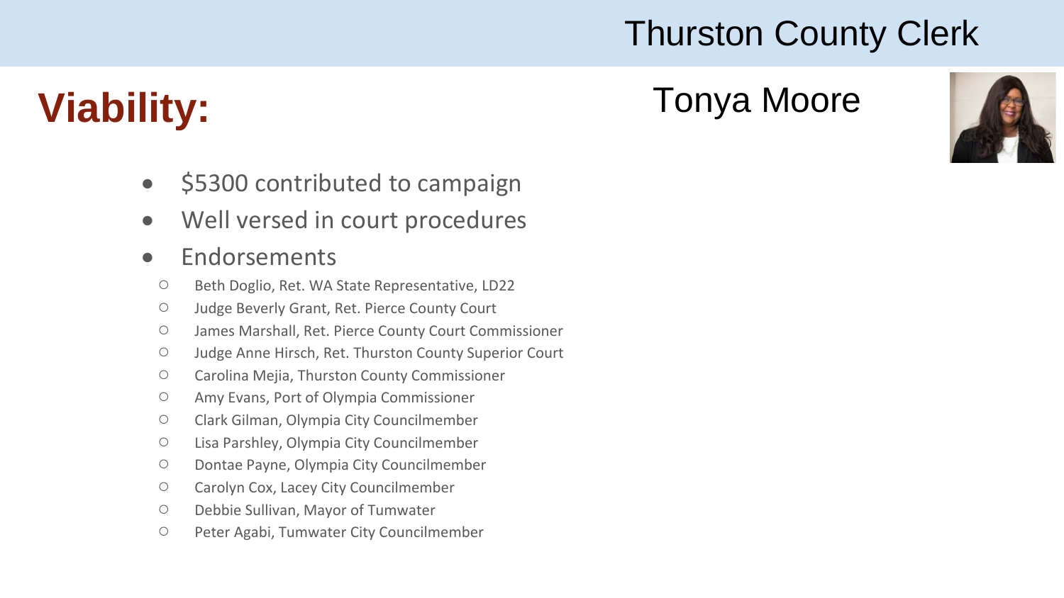# Thurston County Clerk

## Viability:

## Tonya Moore

- $5300 contributed to campaign
- Well versed in court procedures
- Endorsements
  - Beth Doglio, Ret. WA State Representative, LD22
  - Judge Beverly Grant, Ret. Pierce County Court
  - James Marshall, Ret. Pierce County Court Commissioner
  - Judge Anne Hirsch, Ret. Thurston County Superior Court
  - Carolina Mejia, Thurston County Commissioner
  - Amy Evans, Port of Olympia Commissioner
  - Clark Gilman, Olympia City Councilmember
  - Lisa Parshley, Olympia City Councilmember
  - Dontae Payne, Olympia City Councilmember
  - Carolyn Cox, Lacey City Councilmember
  - Debbie Sullivan, Mayor of Tumwater
  - Peter Agabi, Tumwater City Councilmember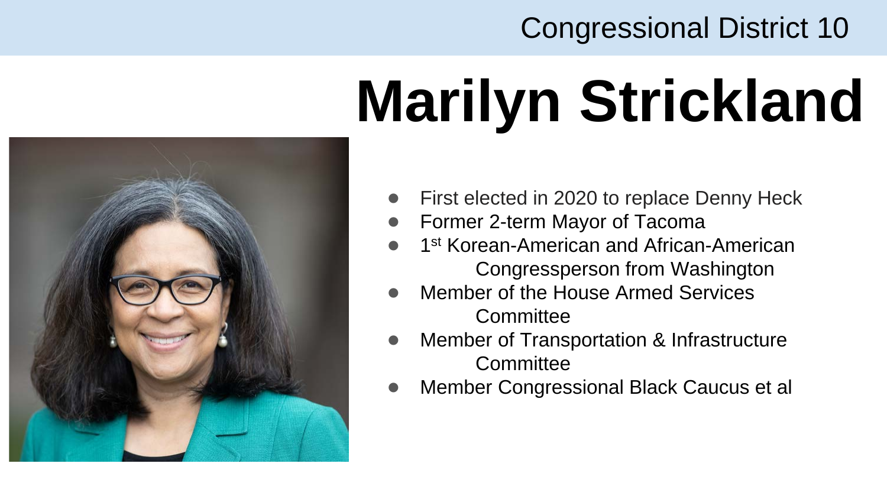Congressional District 10

# Marilyn Strickland

- First elected in 2020 to replace Denny Heck
- Former 2-term Mayor of Tacoma
- 1st Korean-American and African-American Congressperson from Washington
- Member of the House Armed Services Committee
- Member of Transportation & Infrastructure Committee
- Member Congressional Black Caucus et al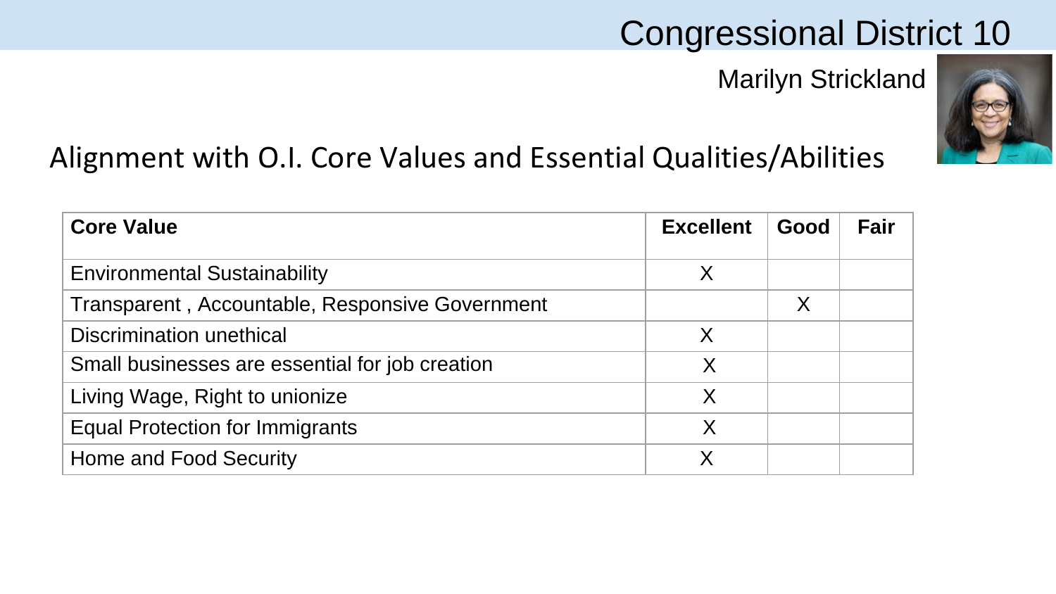# Congressional District 10

Marilyn Strickland

## Alignment with O.I. Core Values and Essential Qualities/Abilities

| Core Value | Excellent | Good | Fair |
|---|---|---|---|
| Environmental Sustainability | X | | |
| Transparent , Accountable, Responsive Government | | X | |
| Discrimination unethical | X | | |
| Small businesses are essential for job creation | X | | |
| Living Wage, Right to unionize | X | | |
| Equal Protection for Immigrants | X | | |
| Home and Food Security | X | | |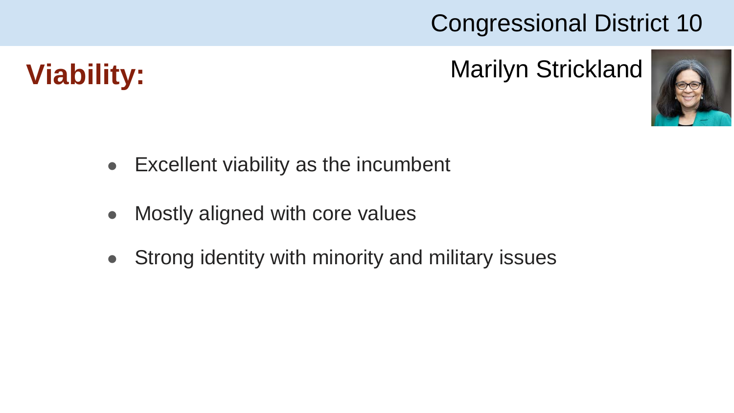Congressional District 10

## Viability:

Marilyn Strickland

- Excellent viability as the incumbent
- Mostly aligned with core values
- Strong identity with minority and military issues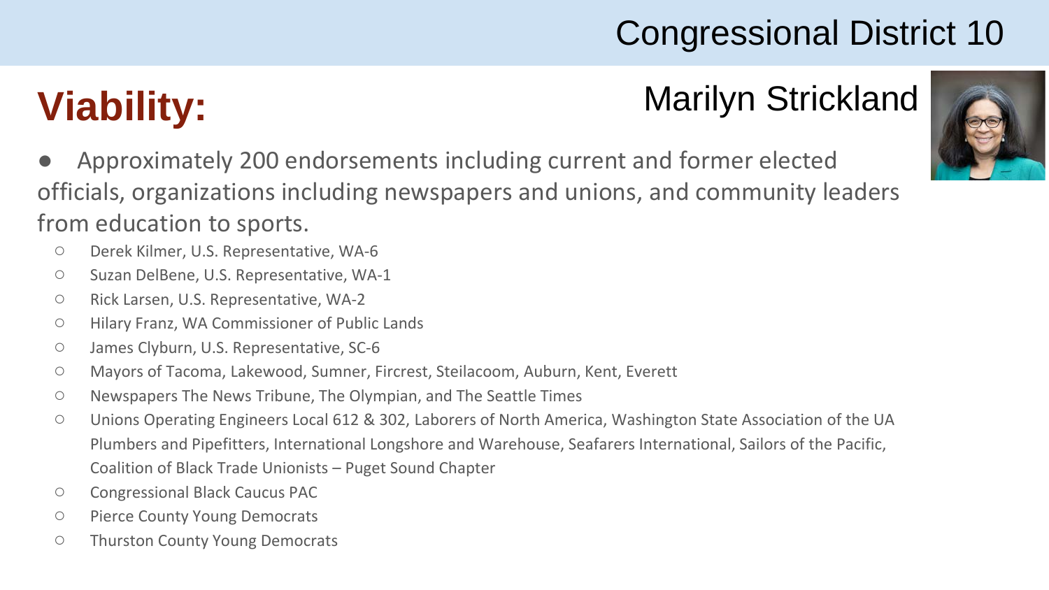# Congressional District 10

## Viability:

## Marilyn Strickland

- Approximately 200 endorsements including current and former elected officials, organizations including newspapers and unions, and community leaders from education to sports.
  - Derek Kilmer, U.S. Representative, WA-6
  - Suzan DelBene, U.S. Representative, WA-1
  - Rick Larsen, U.S. Representative, WA-2
  - Hilary Franz, WA Commissioner of Public Lands
  - James Clyburn, U.S. Representative, SC-6
  - Mayors of Tacoma, Lakewood, Sumner, Fircrest, Steilacoom, Auburn, Kent, Everett
  - Newspapers The News Tribune, The Olympian, and The Seattle Times
  - Unions Operating Engineers Local 612 & 302, Laborers of North America, Washington State Association of the UA Plumbers and Pipefitters, International Longshore and Warehouse, Seafarers International, Sailors of the Pacific, Coalition of Black Trade Unionists – Puget Sound Chapter
  - Congressional Black Caucus PAC
  - Pierce County Young Democrats
  - Thurston County Young Democrats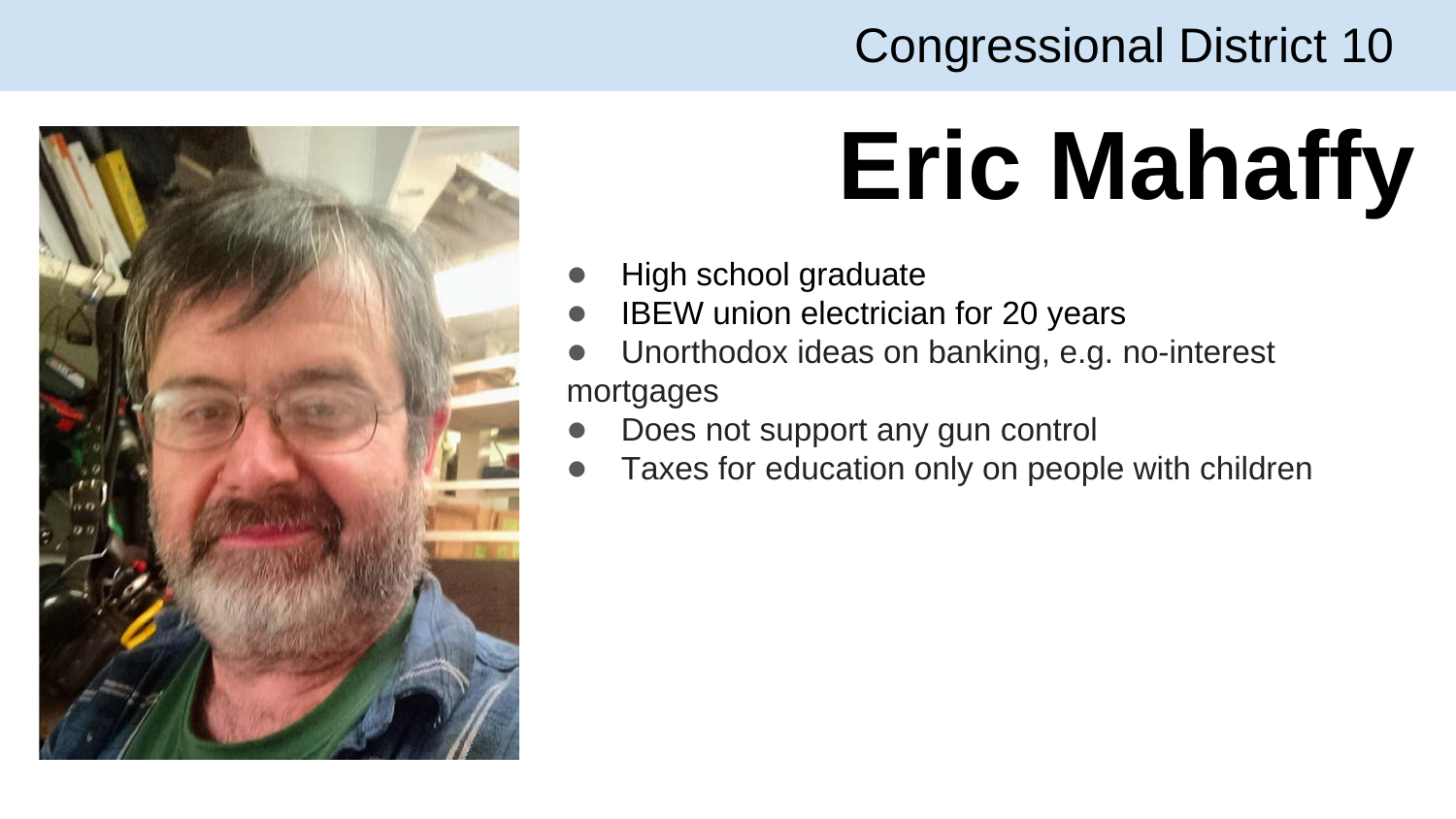Congressional District 10

# Eric Mahaffy

- High school graduate
- IBEW union electrician for 20 years
- Unorthodox ideas on banking, e.g. no-interest mortgages
- Does not support any gun control
- Taxes for education only on people with children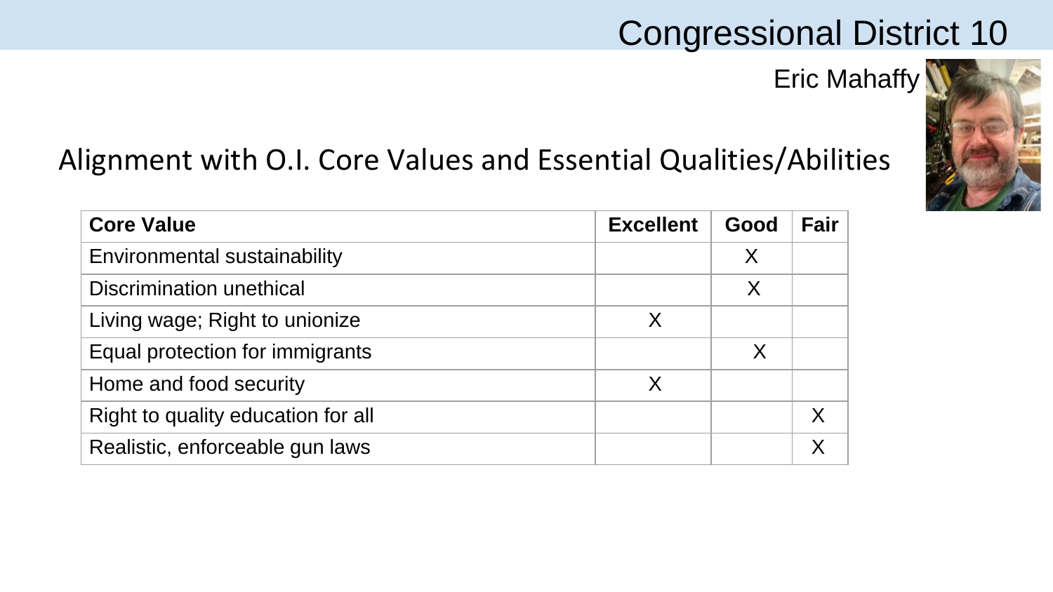# Congressional District 10

Eric Mahaffy

## Alignment with O.I. Core Values and Essential Qualities/Abilities

| Core Value | Excellent | Good | Fair |
|---|---|---|---|
| Environmental sustainability | | X | |
| Discrimination unethical | | X | |
| Living wage; Right to unionize | X | | |
| Equal protection for immigrants | | X | |
| Home and food security | X | | |
| Right to quality education for all | | | X |
| Realistic, enforceable gun laws | | | X |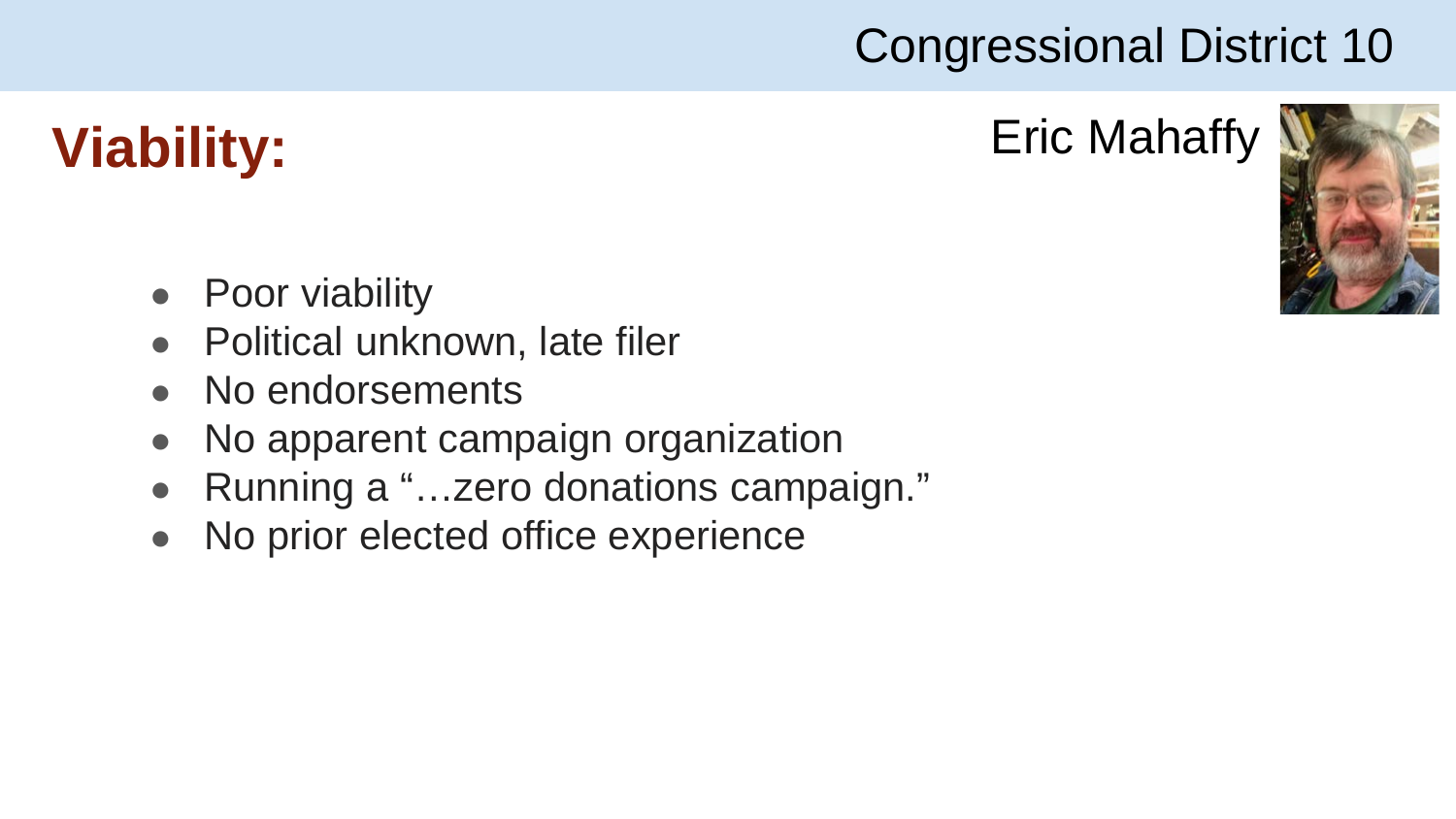Congressional District 10

## Viability:

Eric Mahaffy

- Poor viability
- Political unknown, late filer
- No endorsements
- No apparent campaign organization
- Running a "…zero donations campaign."
- No prior elected office experience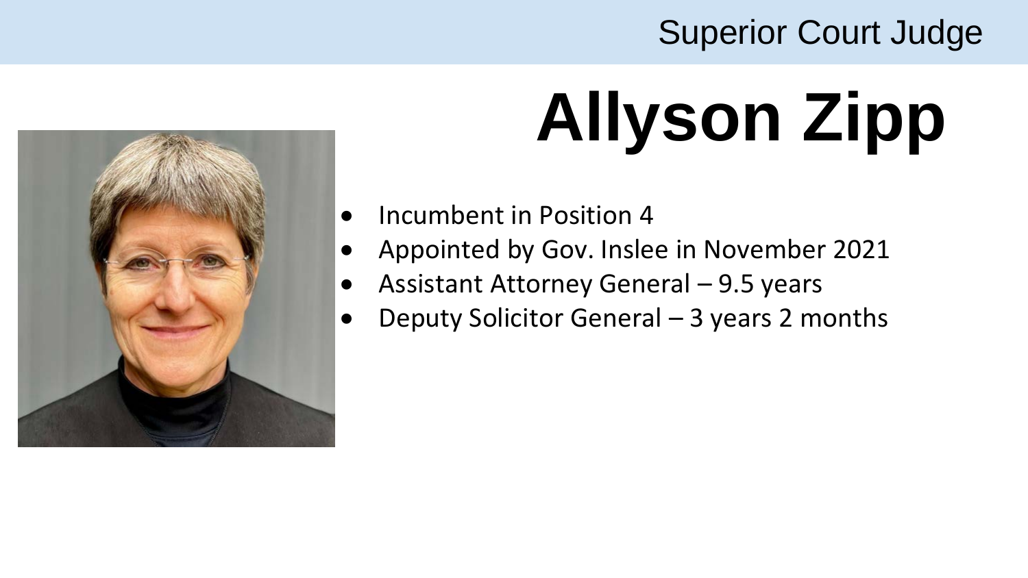Superior Court Judge

# Allyson Zipp

- Incumbent in Position 4
- Appointed by Gov. Inslee in November 2021
- Assistant Attorney General – 9.5 years
- Deputy Solicitor General – 3 years 2 months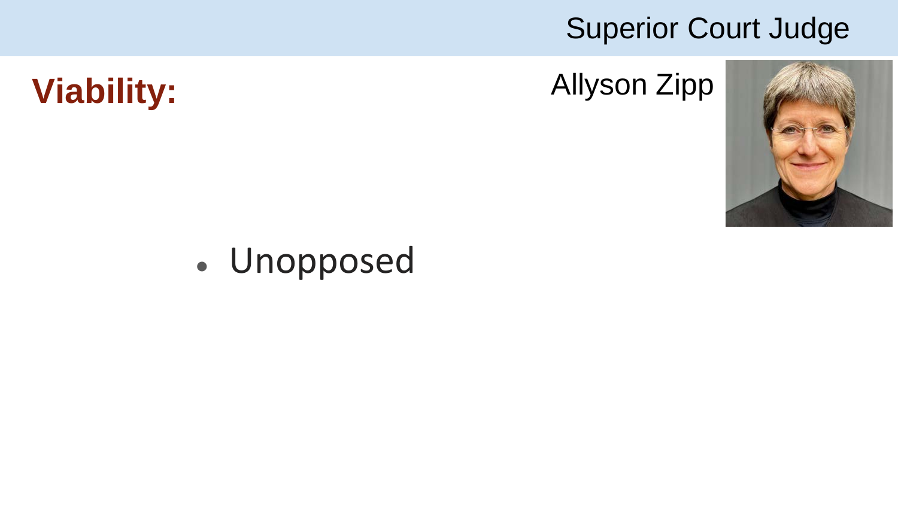Superior Court Judge

## Viability:

Allyson Zipp

- Unopposed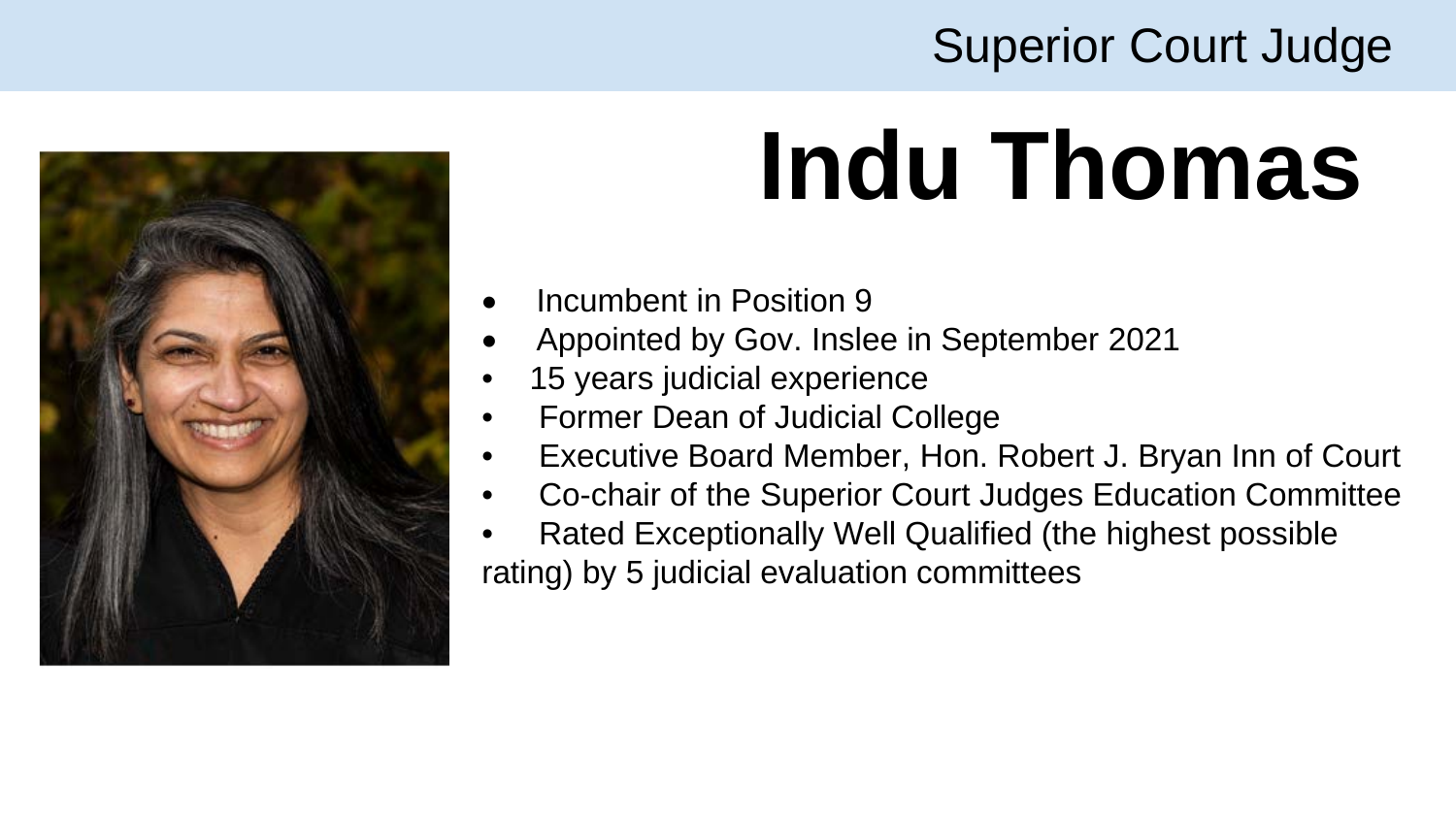Superior Court Judge

# Indu Thomas

- Incumbent in Position 9
- Appointed by Gov. Inslee in September 2021
- 15 years judicial experience
- Former Dean of Judicial College
- Executive Board Member, Hon. Robert J. Bryan Inn of Court
- Co-chair of the Superior Court Judges Education Committee
- Rated Exceptionally Well Qualified (the highest possible rating) by 5 judicial evaluation committees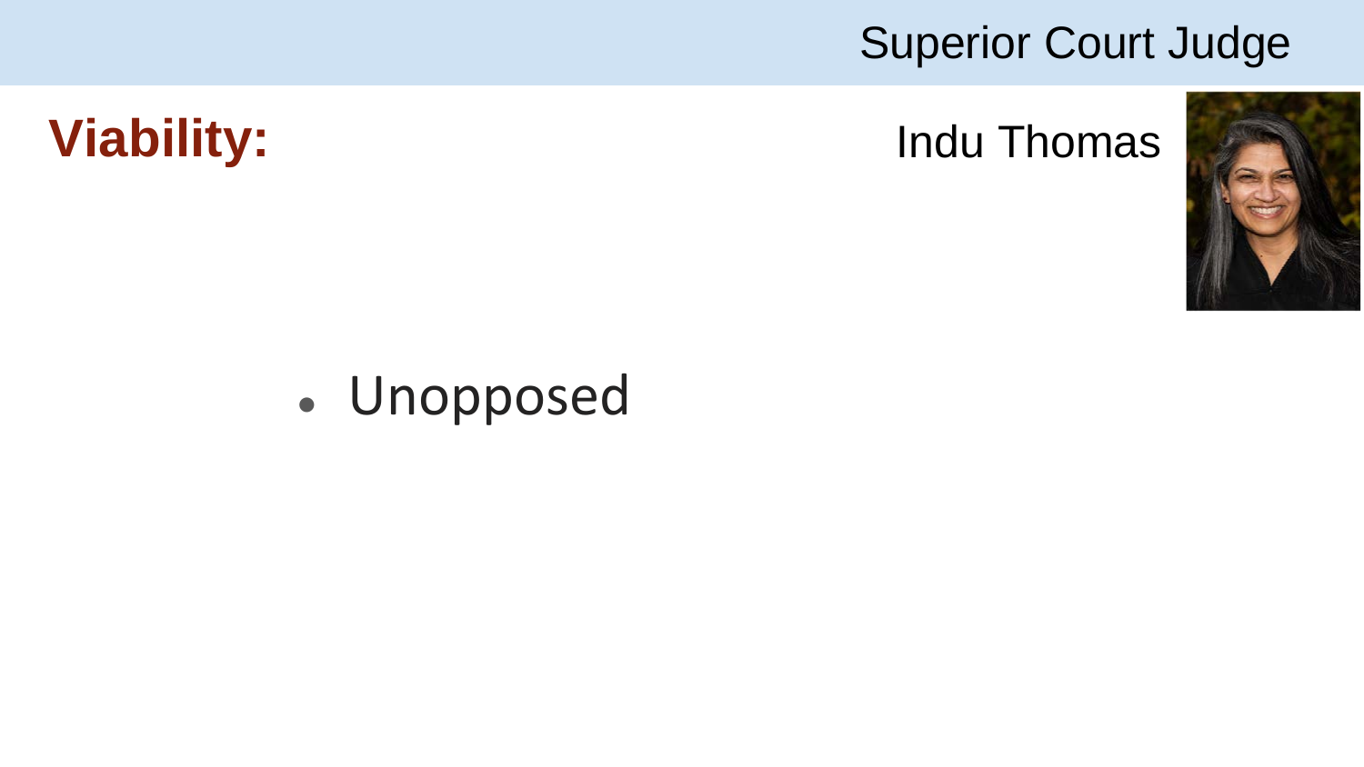# Superior Court Judge

## Viability:

Indu Thomas

- Unopposed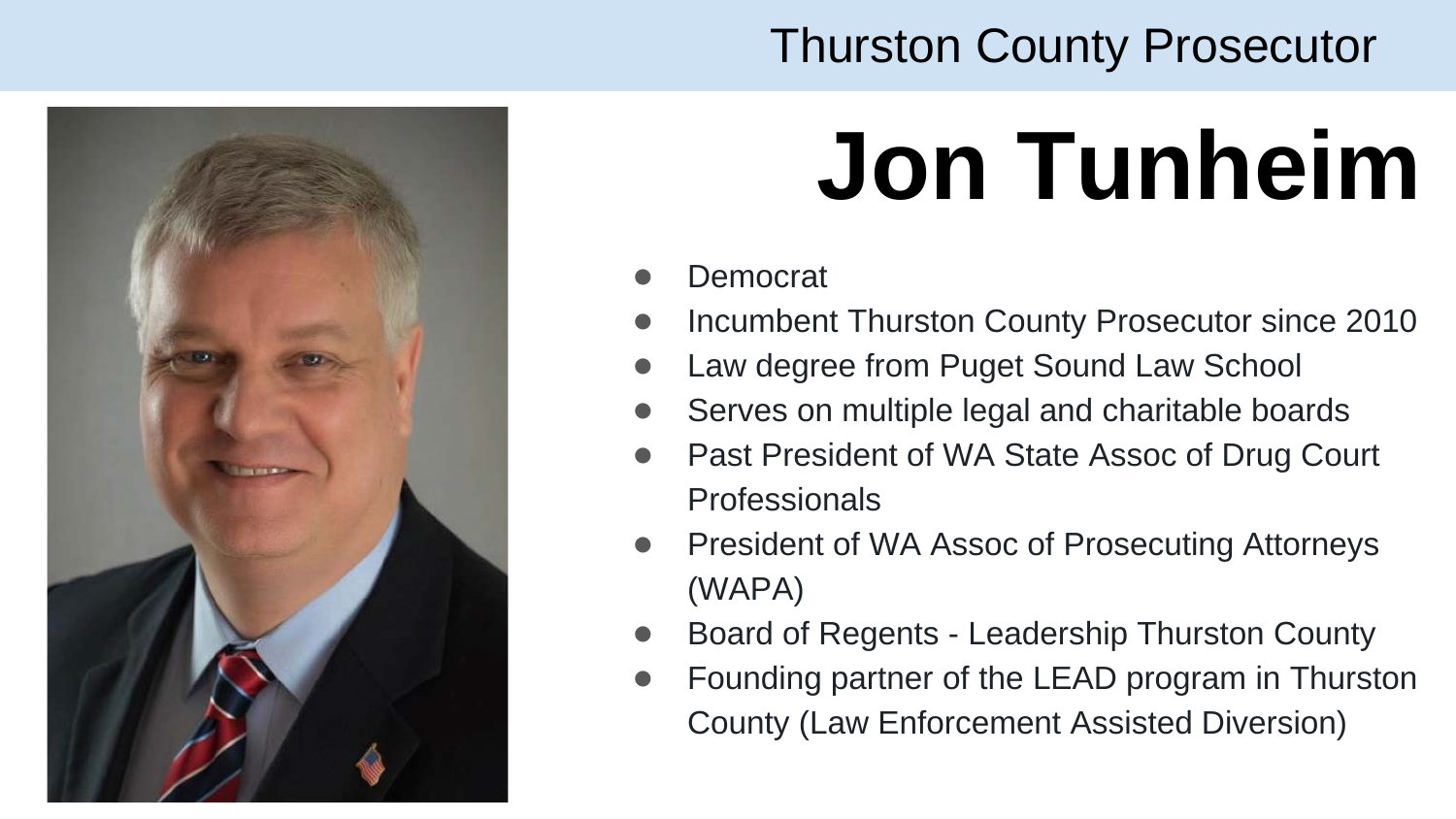Thurston County Prosecutor

# Jon Tunheim

- Democrat
- Incumbent Thurston County Prosecutor since 2010
- Law degree from Puget Sound Law School
- Serves on multiple legal and charitable boards
- Past President of WA State Assoc of Drug Court Professionals
- President of WA Assoc of Prosecuting Attorneys (WAPA)
- Board of Regents - Leadership Thurston County
- Founding partner of the LEAD program in Thurston County (Law Enforcement Assisted Diversion)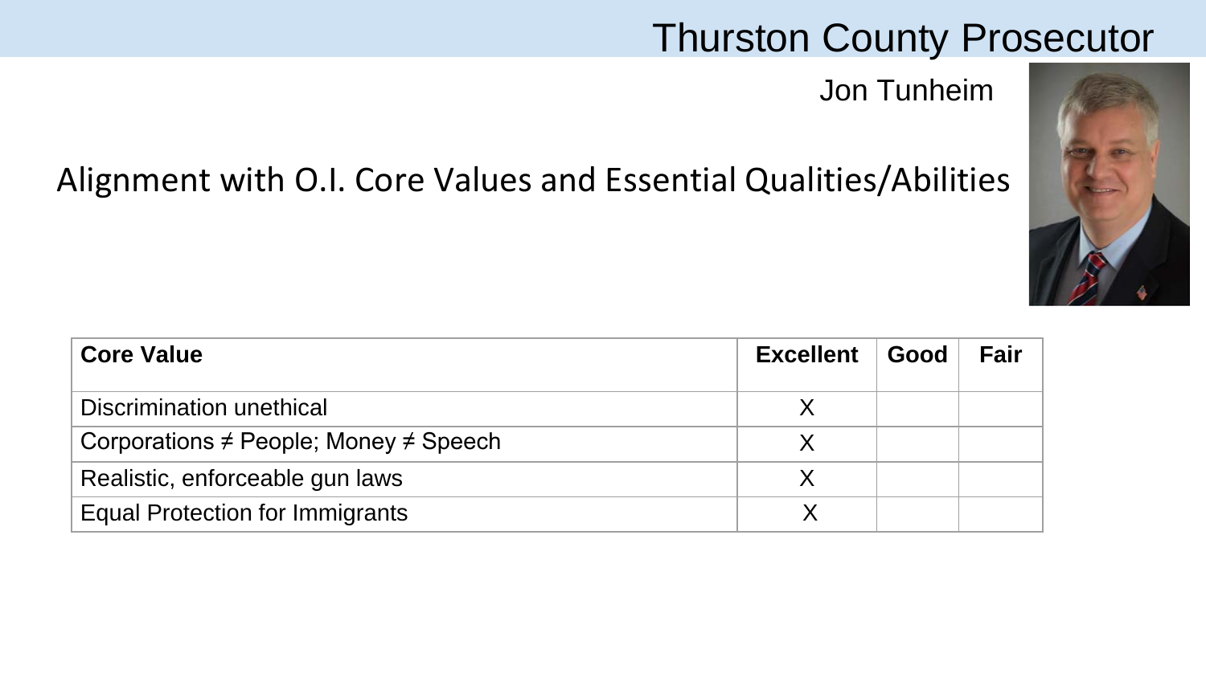# Thurston County Prosecutor

Jon Tunheim

## Alignment with O.I. Core Values and Essential Qualities/Abilities

| Core Value | Excellent | Good | Fair |
|---|---|---|---|
| Discrimination unethical | X | | |
| Corporations ≠ People; Money ≠ Speech | X | | |
| Realistic, enforceable gun laws | X | | |
| Equal Protection for Immigrants | X | | |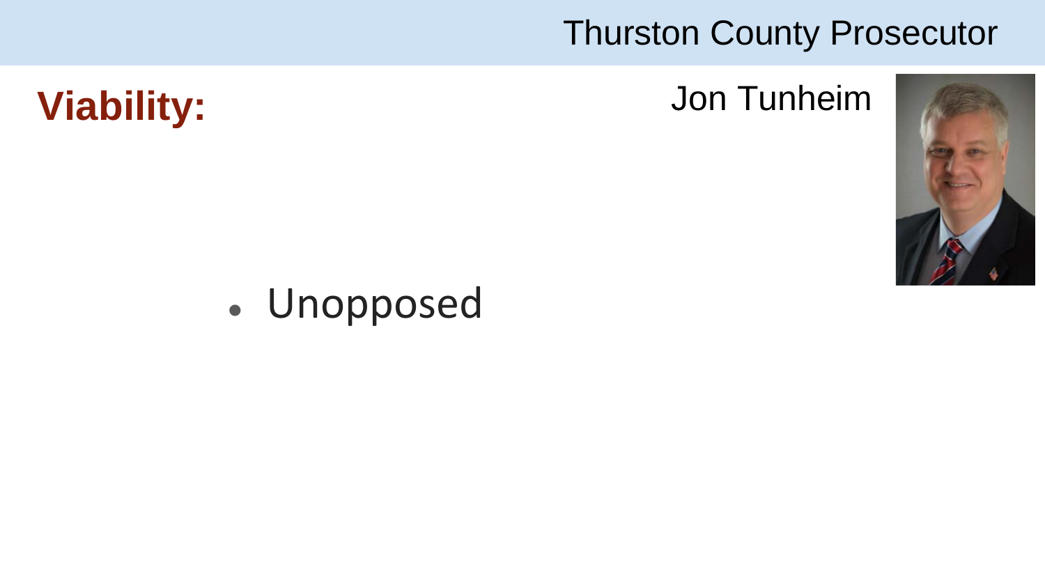# Thurston County Prosecutor

## Viability:

Jon Tunheim

- Unopposed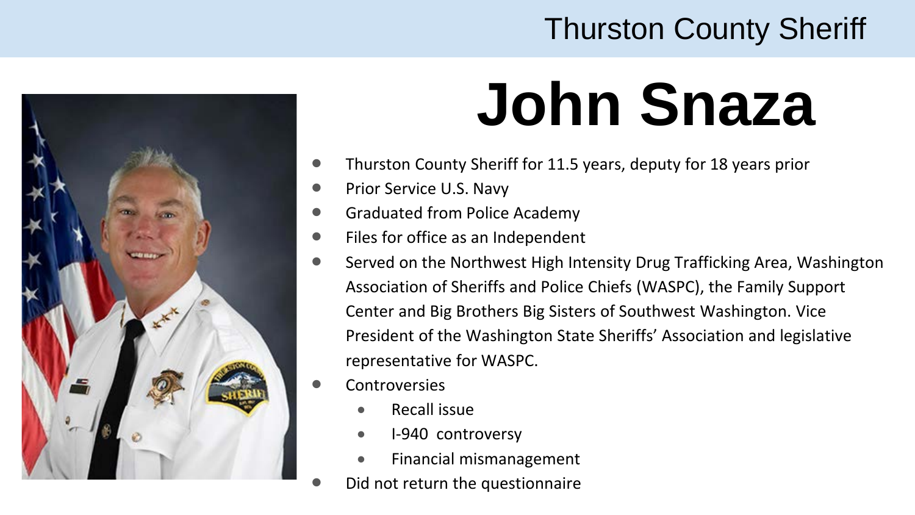Thurston County Sheriff

# John Snaza

- Thurston County Sheriff for 11.5 years, deputy for 18 years prior
- Prior Service U.S. Navy
- Graduated from Police Academy
- Files for office as an Independent
- Served on the Northwest High Intensity Drug Trafficking Area, Washington Association of Sheriffs and Police Chiefs (WASPC), the Family Support Center and Big Brothers Big Sisters of Southwest Washington. Vice President of the Washington State Sheriffs' Association and legislative representative for WASPC.
- Controversies
  - Recall issue
  - I-940 controversy
  - Financial mismanagement
- Did not return the questionnaire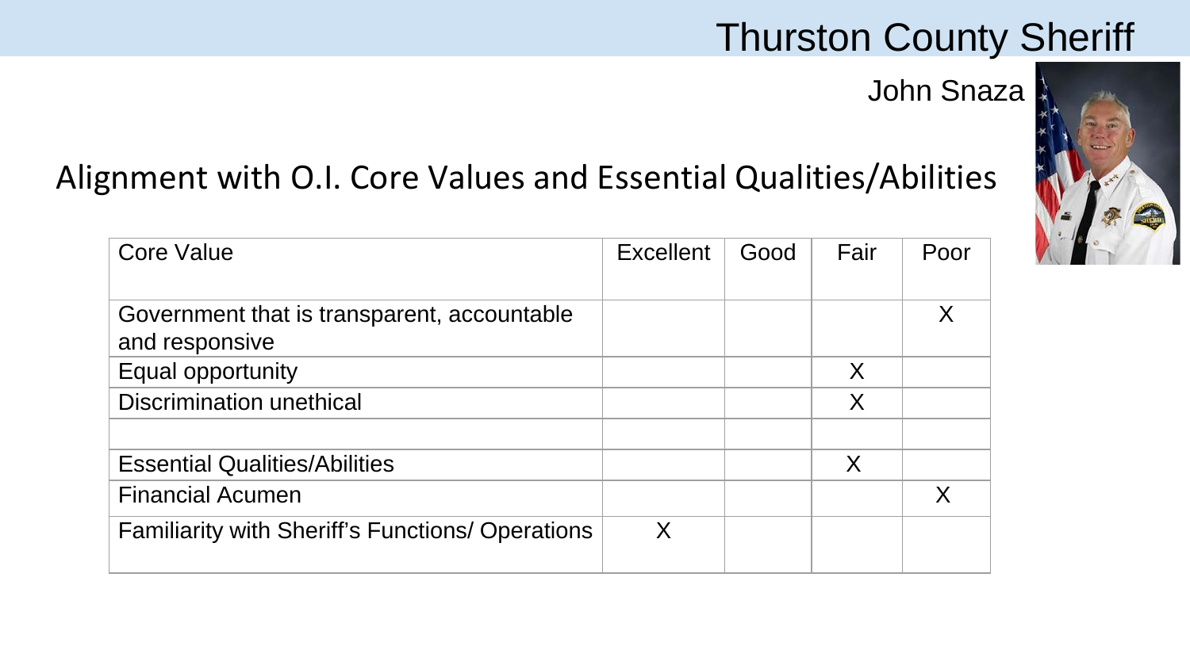# Thurston County Sheriff

John Snaza

## Alignment with O.I. Core Values and Essential Qualities/Abilities

| Core Value | Excellent | Good | Fair | Poor |
|---|---|---|---|---|
| Government that is transparent, accountable and responsive | | | | X |
| Equal opportunity | | | X | |
| Discrimination unethical | | | X | |
| | | | | |
| Essential Qualities/Abilities | | | X | |
| Financial Acumen | | | | X |
| Familiarity with Sheriff's Functions/ Operations | X | | | |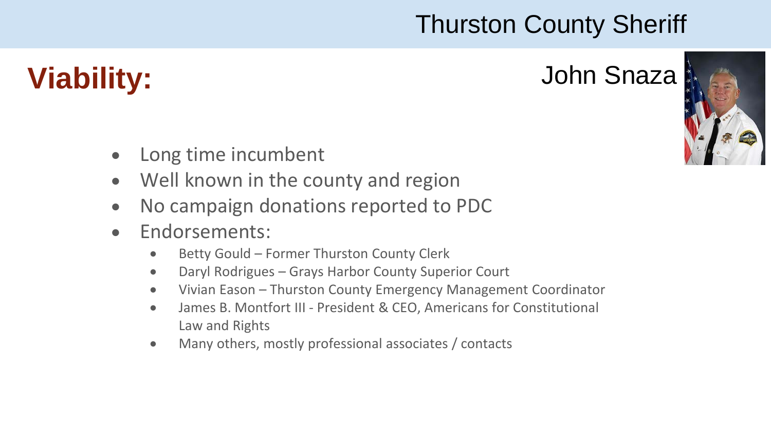# Thurston County Sheriff

## Viability:

### John Snaza

- Long time incumbent
- Well known in the county and region
- No campaign donations reported to PDC
- Endorsements:
  - Betty Gould – Former Thurston County Clerk
  - Daryl Rodrigues – Grays Harbor County Superior Court
  - Vivian Eason – Thurston County Emergency Management Coordinator
  - James B. Montfort III - President & CEO, Americans for Constitutional Law and Rights
  - Many others, mostly professional associates / contacts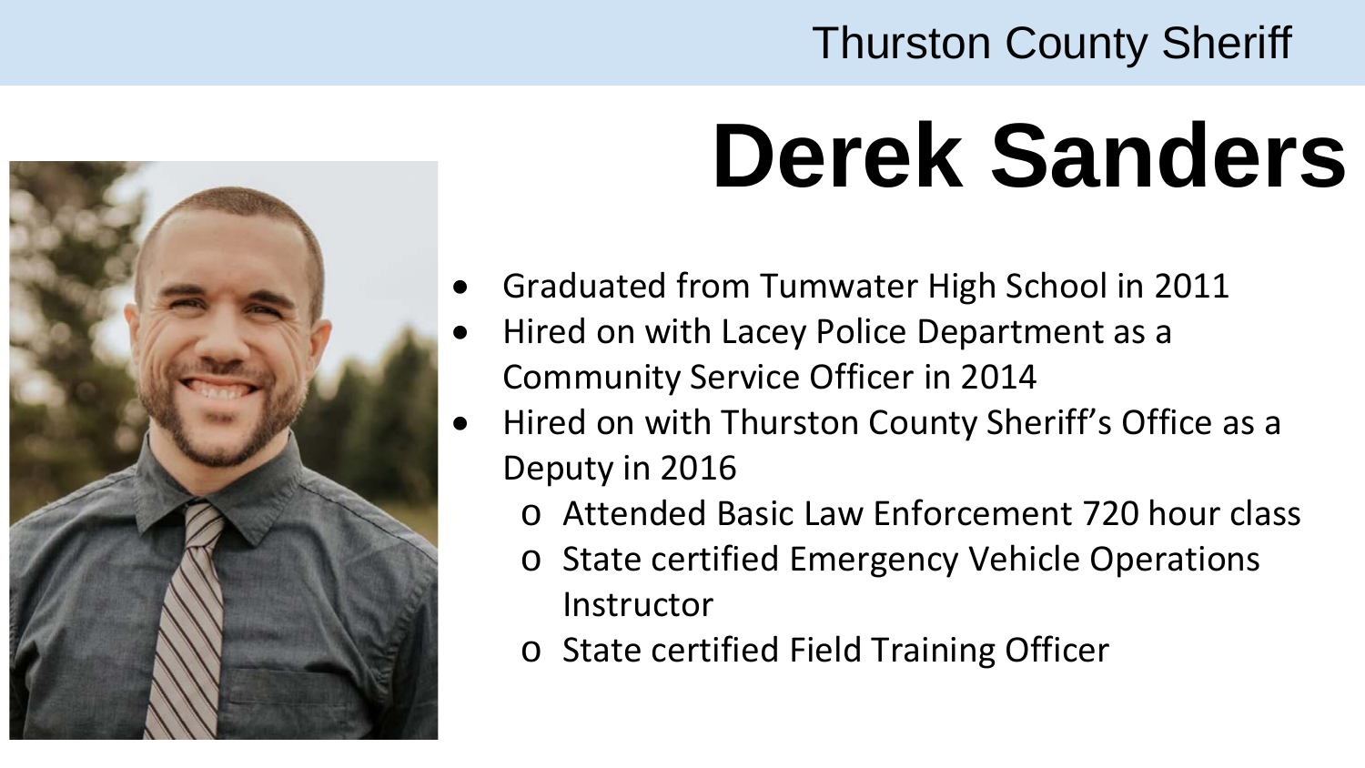Thurston County Sheriff

# Derek Sanders

- Graduated from Tumwater High School in 2011
- Hired on with Lacey Police Department as a Community Service Officer in 2014
- Hired on with Thurston County Sheriff's Office as a Deputy in 2016
  - Attended Basic Law Enforcement 720 hour class
  - State certified Emergency Vehicle Operations Instructor
  - State certified Field Training Officer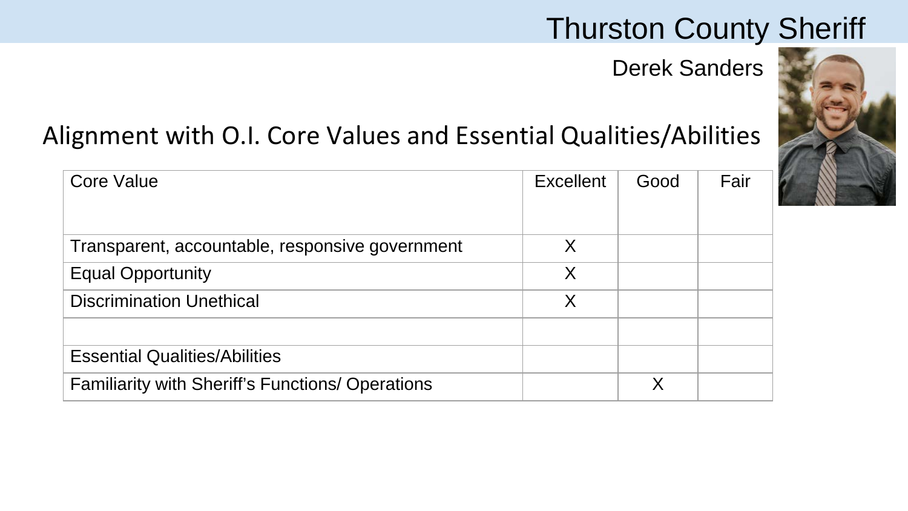# Thurston County Sheriff

Derek Sanders

## Alignment with O.I. Core Values and Essential Qualities/Abilities

| Core Value | Excellent | Good | Fair |
| --- | --- | --- | --- |
| Transparent, accountable, responsive government | X | | |
| Equal Opportunity | X | | |
| Discrimination Unethical | X | | |
| | | | |
| Essential Qualities/Abilities | | | |
| Familiarity with Sheriff's Functions/ Operations | | X | |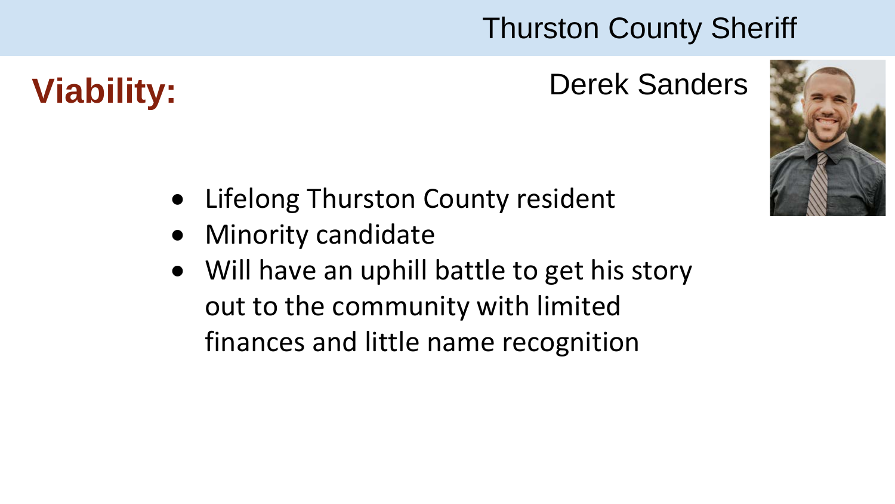Thurston County Sheriff

## Viability:

Derek Sanders

- Lifelong Thurston County resident
- Minority candidate
- Will have an uphill battle to get his story out to the community with limited finances and little name recognition